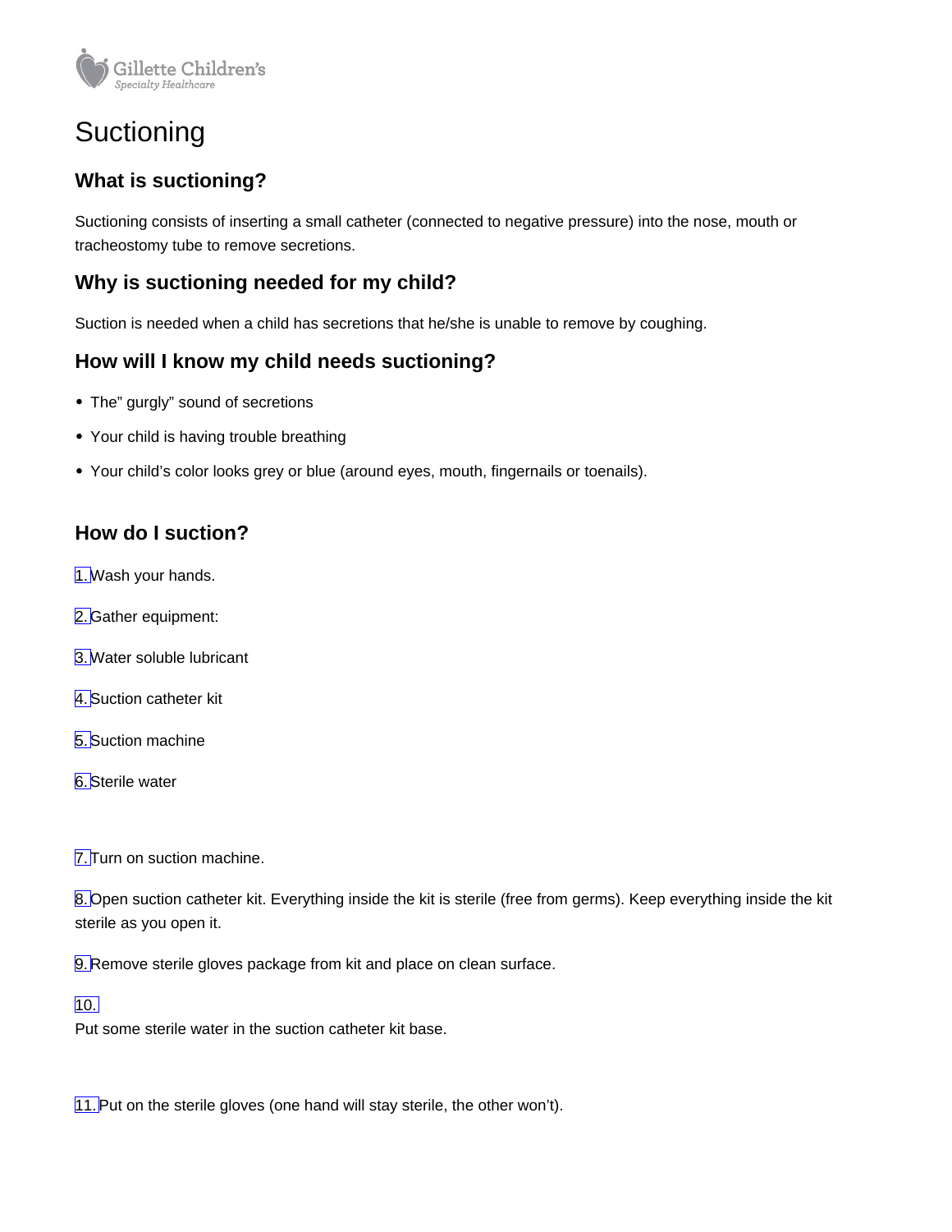# Suctioning

## What is suctioning?

Suctioning consists of inserting a small catheter (connected to negative pressure) into the nose, mouth or tracheostomy tube to remove secretions.

## Why is suctioning needed for my child?

Suction is needed when a child has secretions that he/she is unable to remove by coughing.

## How will I know my child needs suctioning?

- The" gurgly" sound of secretions
- Your child is having trouble breathing
- Your child's color looks grey or blue (around eyes, mouth, fingernails or toenails).

## How do I suction?

1. Wash your hands.

2. Gather equipment:

3. Water soluble lubricant

4. Suction catheter kit

5. Suction machine

6. Sterile water

7. Turn on suction machine.

8. Open suction catheter kit. Everything inside the kit is sterile (free from germs). Keep everything inside the kit sterile as you open it.

9. Remove sterile gloves package from kit and place on clean surface.

10. Put some sterile water in the suction catheter kit base.

11. Put on the sterile gloves (one hand will stay sterile, the other won't).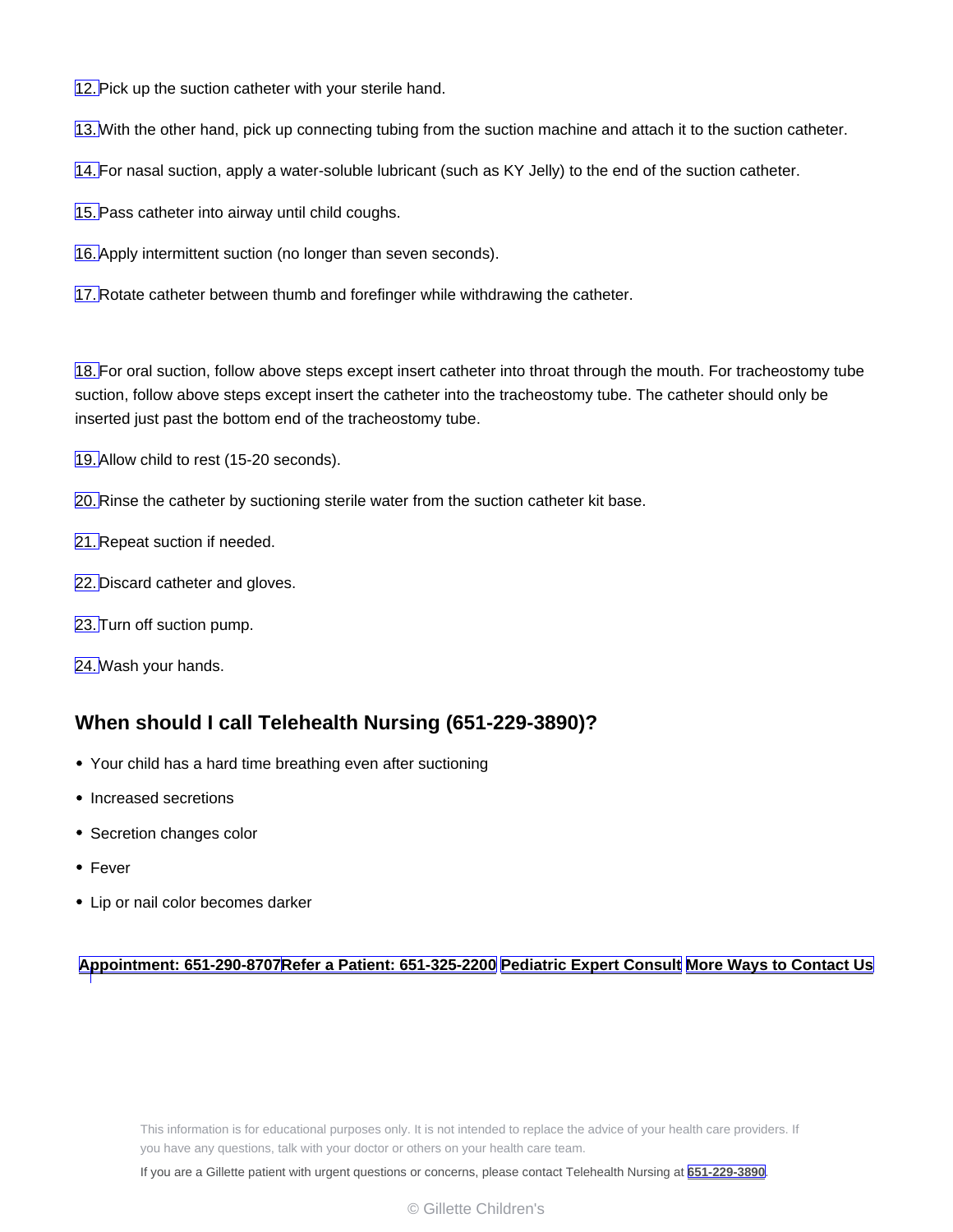12. Pick up the suction catheter with your sterile hand.
13. With the other hand, pick up connecting tubing from the suction machine and attach it to the suction catheter.
14. For nasal suction, apply a water-soluble lubricant (such as KY Jelly) to the end of the suction catheter.
15. Pass catheter into airway until child coughs.
16. Apply intermittent suction (no longer than seven seconds).
17. Rotate catheter between thumb and forefinger while withdrawing the catheter.
18. For oral suction, follow above steps except insert catheter into throat through the mouth. For tracheostomy tube suction, follow above steps except insert the catheter into the tracheostomy tube. The catheter should only be inserted just past the bottom end of the tracheostomy tube.
19. Allow child to rest (15-20 seconds).
20. Rinse the catheter by suctioning sterile water from the suction catheter kit base.
21. Repeat suction if needed.
22. Discard catheter and gloves.
23. Turn off suction pump.
24. Wash your hands.

## When should I call Telehealth Nursing (651-229-3890)?

- Your child has a hard time breathing even after suctioning
- Increased secretions
- Secretion changes color
- Fever
- Lip or nail color becomes darker

**Appointment: 651-290-8707** **Refer a Patient: 651-325-2200** **Pediatric Expert Consult** **More Ways to Contact Us**

This information is for educational purposes only. It is not intended to replace the advice of your health care providers. If you have any questions, talk with your doctor or others on your health care team.

If you are a Gillette patient with urgent questions or concerns, please contact Telehealth Nursing at **651-229-3890**.

© Gillette Children's